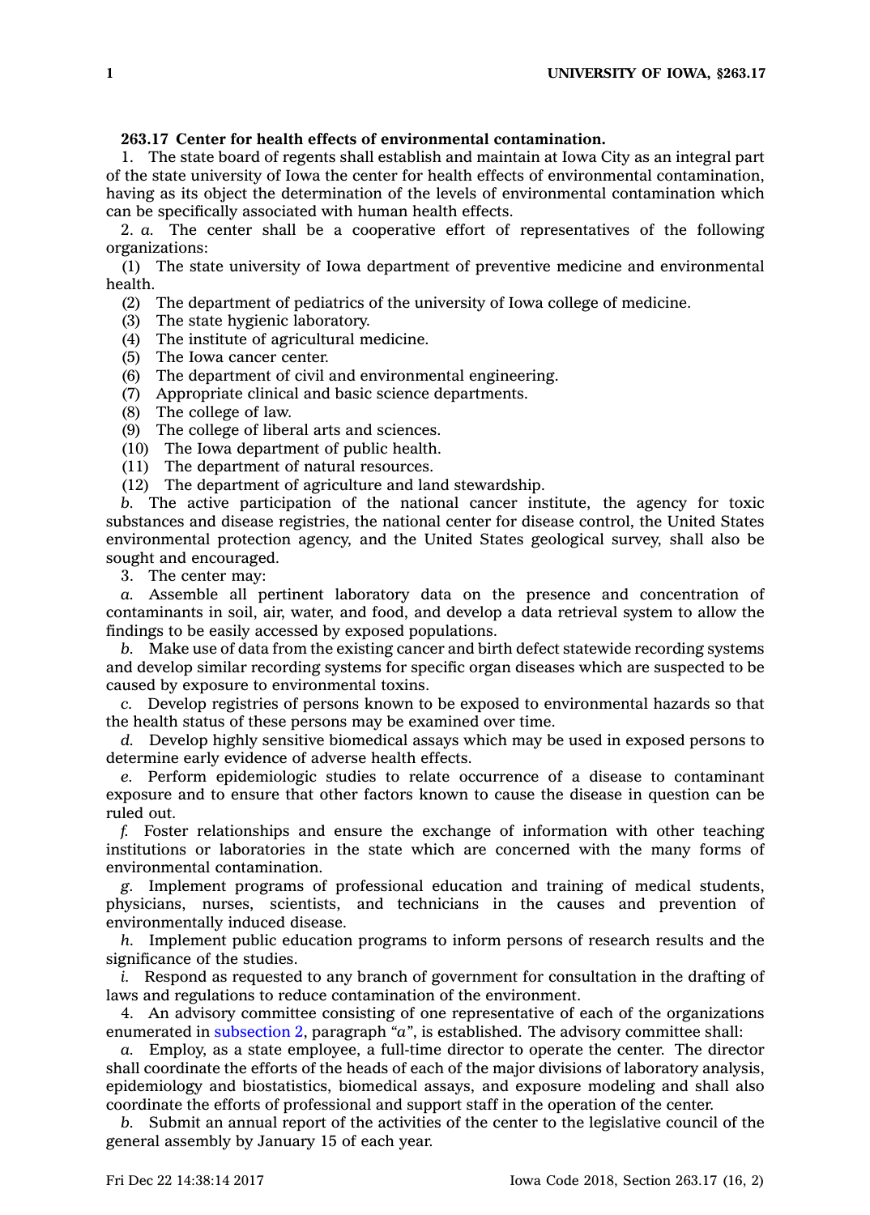**263.17 Center for health effects of environmental contamination.**

1. The state board of regents shall establish and maintain at Iowa City as an integral part of the state university of Iowa the center for health effects of environmental contamination, having as its object the determination of the levels of environmental contamination which can be specifically associated with human health effects.

2. *a.* The center shall be a cooperative effort of representatives of the following organizations:

(1) The state university of Iowa department of preventive medicine and environmental health.

(2) The department of pediatrics of the university of Iowa college of medicine.

(3) The state hygienic laboratory.

(4) The institute of agricultural medicine.

(5) The Iowa cancer center.

(6) The department of civil and environmental engineering.

(7) Appropriate clinical and basic science departments.

(8) The college of law.

(9) The college of liberal arts and sciences.

(10) The Iowa department of public health.

(11) The department of natural resources.

(12) The department of agriculture and land stewardship.

*b.* The active participation of the national cancer institute, the agency for toxic substances and disease registries, the national center for disease control, the United States environmental protection agency, and the United States geological survey, shall also be sought and encouraged.

3. The center may:

*a.* Assemble all pertinent laboratory data on the presence and concentration of contaminants in soil, air, water, and food, and develop a data retrieval system to allow the findings to be easily accessed by exposed populations.

*b.* Make use of data from the existing cancer and birth defect statewide recording systems and develop similar recording systems for specific organ diseases which are suspected to be caused by exposure to environmental toxins.

*c.* Develop registries of persons known to be exposed to environmental hazards so that the health status of these persons may be examined over time.

*d.* Develop highly sensitive biomedical assays which may be used in exposed persons to determine early evidence of adverse health effects.

*e.* Perform epidemiologic studies to relate occurrence of a disease to contaminant exposure and to ensure that other factors known to cause the disease in question can be ruled out.

*f.* Foster relationships and ensure the exchange of information with other teaching institutions or laboratories in the state which are concerned with the many forms of environmental contamination.

*g.* Implement programs of professional education and training of medical students, physicians, nurses, scientists, and technicians in the causes and prevention of environmentally induced disease.

*h.* Implement public education programs to inform persons of research results and the significance of the studies.

*i.* Respond as requested to any branch of government for consultation in the drafting of laws and regulations to reduce contamination of the environment.

4. An advisory committee consisting of one representative of each of the organizations enumerated in subsection 2, paragraph *"a"*, is established. The advisory committee shall:

*a.* Employ, as a state employee, a full-time director to operate the center. The director shall coordinate the efforts of the heads of each of the major divisions of laboratory analysis, epidemiology and biostatistics, biomedical assays, and exposure modeling and shall also coordinate the efforts of professional and support staff in the operation of the center.

*b.* Submit an annual report of the activities of the center to the legislative council of the general assembly by January 15 of each year.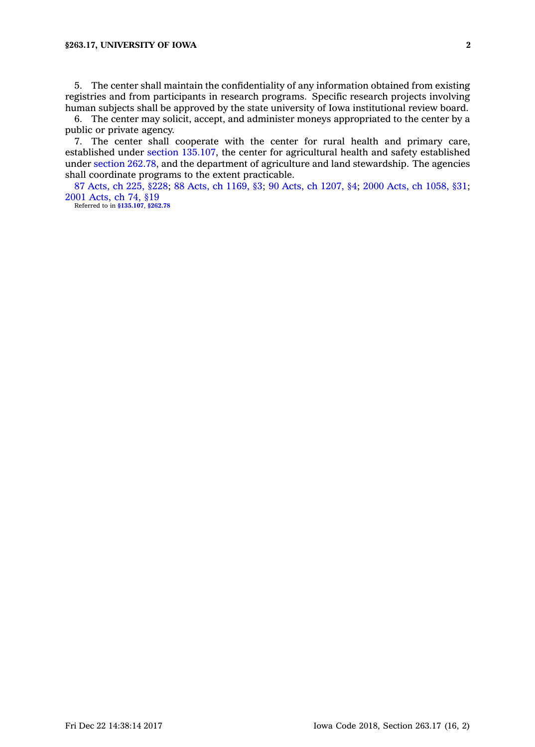5. The center shall maintain the confidentiality of any information obtained from existing registries and from participants in research programs. Specific research projects involving human subjects shall be approved by the state university of Iowa institutional review board.

6. The center may solicit, accept, and administer moneys appropriated to the center by a public or private agency.

7. The center shall cooperate with the center for rural health and primary care, established under section 135.107, the center for agricultural health and safety established under section 262.78, and the department of agriculture and land stewardship. The agencies shall coordinate programs to the extent practicable.

87 Acts, ch 225, §228; 88 Acts, ch 1169, §3; 90 Acts, ch 1207, §4; 2000 Acts, ch 1058, §31; 2001 Acts, ch 74, §19

Referred to in **§135.107**, **§262.78**